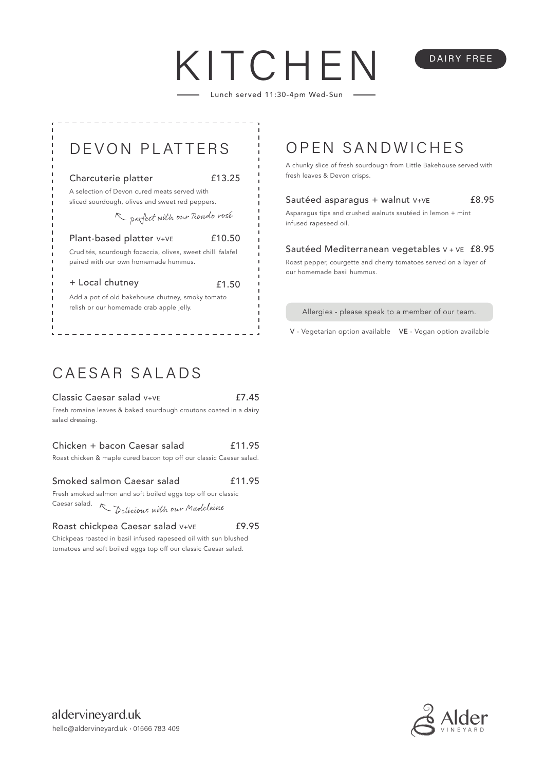# KITCHEN

DAIRY FREE

Lunch served 11:30-4pm Wed-Sun

## DEVON PLATTERS

**Charcuterie platter** £13.25

A selection of Devon cured meats served with sliced sourdough, olives and sweet red peppers.

*perfect with our Rondo rosé*

**Plant-based platter** V+VE £10.50

Crudités, sourdough focaccia, olives, sweet chilli falafel paired with our own homemade hummus.

**+ Local chutney** £1.50

Add a pot of old bakehouse chutney, smoky tomato relish or our homemade crab apple jelly.

## OPEN SANDWICHES

A chunky slice of fresh sourdough from Little Bakehouse served with fresh leaves & Devon crisps.

**Sautéed asparagus + walnut** V+VE £8.95

Asparagus tips and crushed walnuts sautéed in lemon + mint infused rapeseed oil.

**Sautéed Mediterranean vegetables** V + VE £8.95

Roast pepper, courgette and cherry tomatoes served on a layer of our homemade basil hummus.

Allergies - please speak to a member of our team.

V - Vegetarian option available VE - Vegan option available

## CAESAR SALADS

**Classic Caesar salad** V+VE £7.45

Fresh romaine leaves & baked sourdough croutons coated in a dairy salad dressing.

**Chicken + bacon Caesar salad** £11.95

Roast chicken & maple cured bacon top off our classic Caesar salad.

**Smoked salmon Caesar salad** £11.95

Fresh smoked salmon and soft boiled eggs top off our classic Caesar salad.

*Delicious with our Madeleine*

**Roast chickpea Caesar salad** V+VE £9.95

Chickpeas roasted in basil infused rapeseed oil with sun blushed tomatoes and soft boiled eggs top off our classic Caesar salad.

aldervineyard.uk
hello@aldervineyard.uk · 01566 783 409

Alder VINEYARD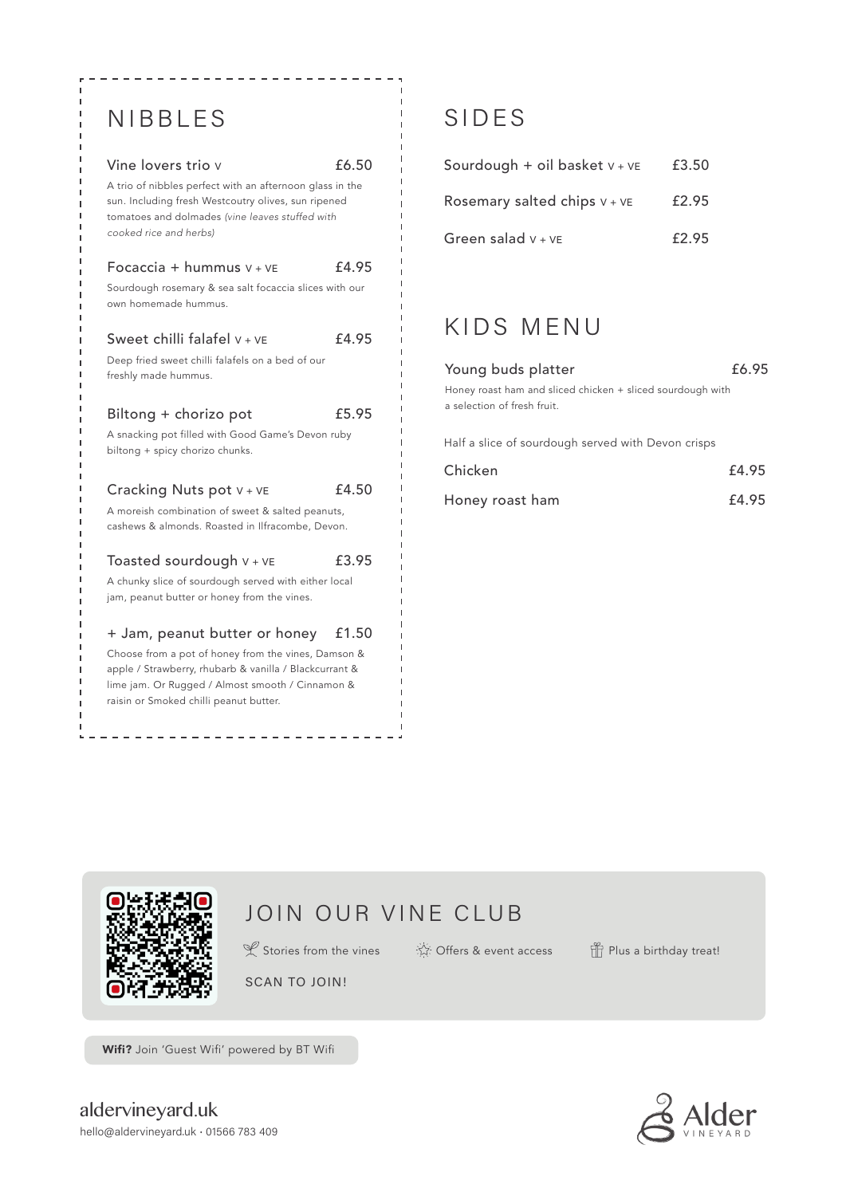## NIBBLES

**Vine lovers trio** V — £6.50

A trio of nibbles perfect with an afternoon glass in the sun. Including fresh Westcoutry olives, sun ripened tomatoes and dolmades *(vine leaves stuffed with cooked rice and herbs)*

**Focaccia + hummus** V + VE — £4.95

Sourdough rosemary & sea salt focaccia slices with our own homemade hummus.

**Sweet chilli falafel** V + VE — £4.95

Deep fried sweet chilli falafels on a bed of our freshly made hummus.

**Biltong + chorizo pot** — £5.95

A snacking pot filled with Good Game's Devon ruby biltong + spicy chorizo chunks.

**Cracking Nuts pot** V + VE — £4.50

A moreish combination of sweet & salted peanuts, cashews & almonds. Roasted in Ilfracombe, Devon.

**Toasted sourdough** V + VE — £3.95

A chunky slice of sourdough served with either local jam, peanut butter or honey from the vines.

**+ Jam, peanut butter or honey** — £1.50

Choose from a pot of honey from the vines, Damson & apple / Strawberry, rhubarb & vanilla / Blackcurrant & lime jam. Or Rugged / Almost smooth / Cinnamon & raisin or Smoked chilli peanut butter.

## SIDES

| | |
|---|---|
| Sourdough + oil basket V + VE | £3.50 |
| Rosemary salted chips V + VE | £2.95 |
| Green salad V + VE | £2.95 |

## KIDS MENU

**Young buds platter** — £6.95

Honey roast ham and sliced chicken + sliced sourdough with a selection of fresh fruit.

Half a slice of sourdough served with Devon crisps

| | |
|---|---|
| Chicken | £4.95 |
| Honey roast ham | £4.95 |

## JOIN OUR VINE CLUB

Stories from the vines · Offers & event access · Plus a birthday treat!

SCAN TO JOIN!

**Wifi?** Join 'Guest Wifi' powered by BT Wifi

aldervineyard.uk

hello@aldervineyard.uk · 01566 783 409

Alder VINEYARD